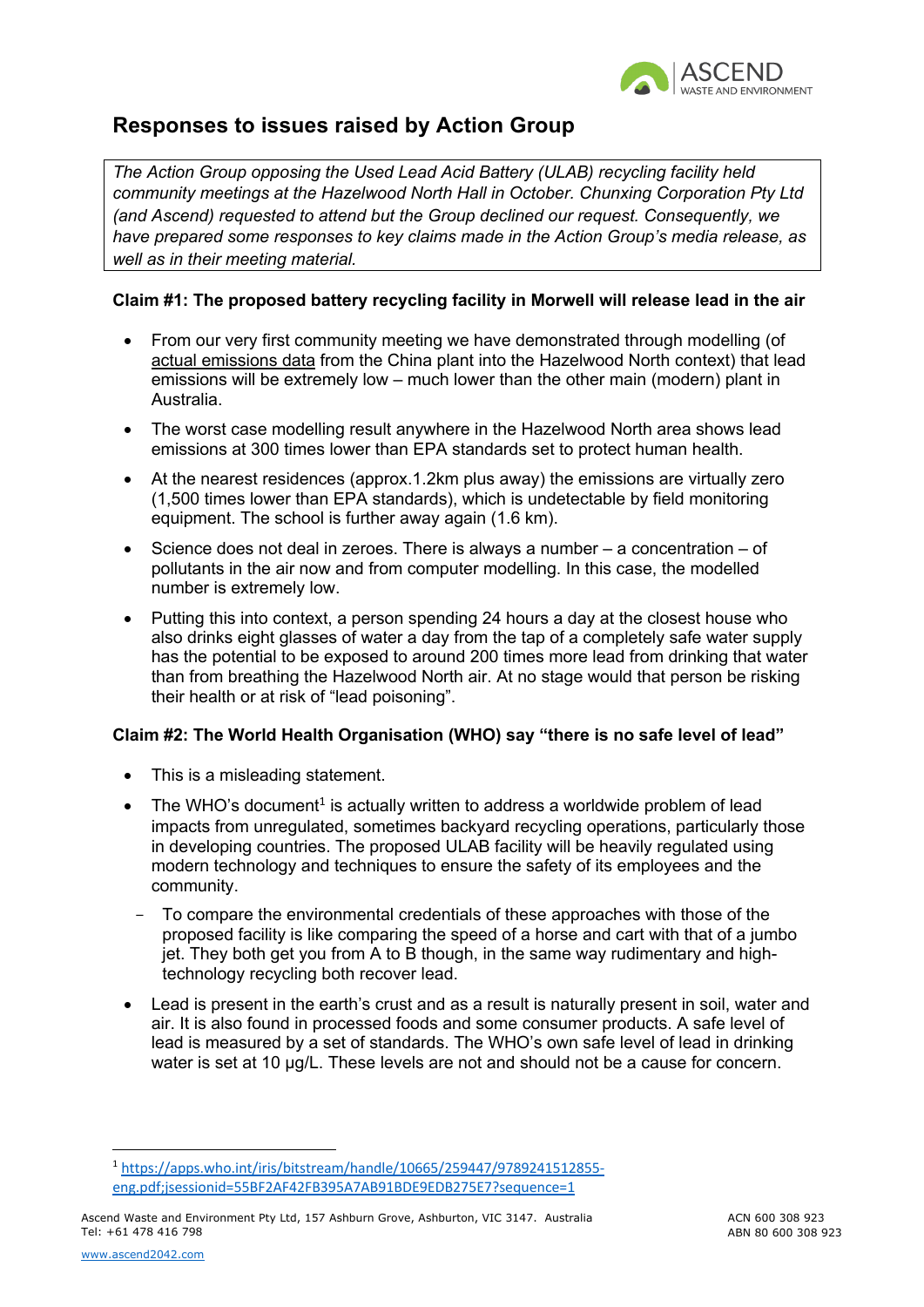# Responses to issues raised by Action Group

*The Action Group opposing the Used Lead Acid Battery (ULAB) recycling facility held community meetings at the Hazelwood North Hall in October. Chunxing Corporation Pty Ltd (and Ascend) requested to attend but the Group declined our request. Consequently, we have prepared some responses to key claims made in the Action Group's media release, as well as in their meeting material.*

**Claim #1: The proposed battery recycling facility in Morwell will release lead in the air**

- From our very first community meeting we have demonstrated through modelling (of actual emissions data from the China plant into the Hazelwood North context) that lead emissions will be extremely low – much lower than the other main (modern) plant in Australia.
- The worst case modelling result anywhere in the Hazelwood North area shows lead emissions at 300 times lower than EPA standards set to protect human health.
- At the nearest residences (approx.1.2km plus away) the emissions are virtually zero (1,500 times lower than EPA standards), which is undetectable by field monitoring equipment. The school is further away again (1.6 km).
- Science does not deal in zeroes. There is always a number – a concentration – of pollutants in the air now and from computer modelling. In this case, the modelled number is extremely low.
- Putting this into context, a person spending 24 hours a day at the closest house who also drinks eight glasses of water a day from the tap of a completely safe water supply has the potential to be exposed to around 200 times more lead from drinking that water than from breathing the Hazelwood North air. At no stage would that person be risking their health or at risk of "lead poisoning".

**Claim #2: The World Health Organisation (WHO) say "there is no safe level of lead"**

- This is a misleading statement.
- The WHO's document[1] is actually written to address a worldwide problem of lead impacts from unregulated, sometimes backyard recycling operations, particularly those in developing countries. The proposed ULAB facility will be heavily regulated using modern technology and techniques to ensure the safety of its employees and the community.
  - To compare the environmental credentials of these approaches with those of the proposed facility is like comparing the speed of a horse and cart with that of a jumbo jet. They both get you from A to B though, in the same way rudimentary and high-technology recycling both recover lead.
- Lead is present in the earth's crust and as a result is naturally present in soil, water and air. It is also found in processed foods and some consumer products. A safe level of lead is measured by a set of standards. The WHO's own safe level of lead in drinking water is set at 10 µg/L. These levels are not and should not be a cause for concern.

---

[1] https://apps.who.int/iris/bitstream/handle/10665/259447/9789241512855-eng.pdf;jsessionid=55BF2AF42FB395A7AB91BDE9EDB275E7?sequence=1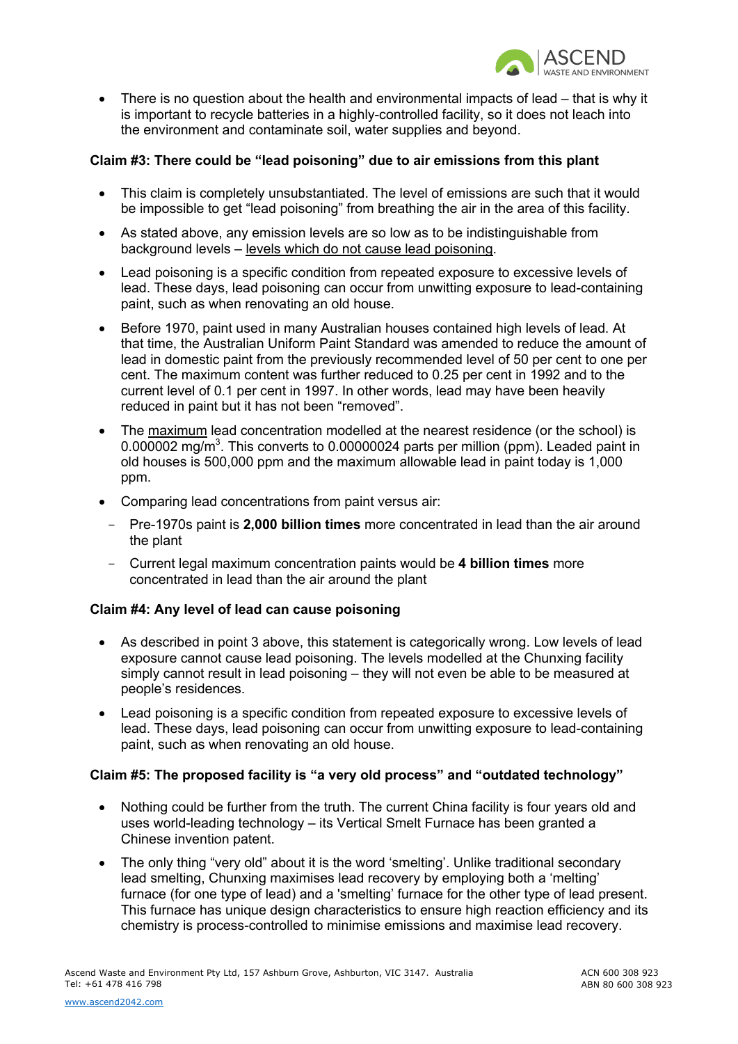- There is no question about the health and environmental impacts of lead – that is why it is important to recycle batteries in a highly-controlled facility, so it does not leach into the environment and contaminate soil, water supplies and beyond.

**Claim #3: There could be "lead poisoning" due to air emissions from this plant**

- This claim is completely unsubstantiated. The level of emissions are such that it would be impossible to get "lead poisoning" from breathing the air in the area of this facility.
- As stated above, any emission levels are so low as to be indistinguishable from background levels – levels which do not cause lead poisoning.
- Lead poisoning is a specific condition from repeated exposure to excessive levels of lead. These days, lead poisoning can occur from unwitting exposure to lead-containing paint, such as when renovating an old house.
- Before 1970, paint used in many Australian houses contained high levels of lead. At that time, the Australian Uniform Paint Standard was amended to reduce the amount of lead in domestic paint from the previously recommended level of 50 per cent to one per cent. The maximum content was further reduced to 0.25 per cent in 1992 and to the current level of 0.1 per cent in 1997. In other words, lead may have been heavily reduced in paint but it has not been "removed".
- The maximum lead concentration modelled at the nearest residence (or the school) is 0.000002 $mg/m^3$. This converts to 0.00000024 parts per million (ppm). Leaded paint in old houses is 500,000 ppm and the maximum allowable lead in paint today is 1,000 ppm.
- Comparing lead concentrations from paint versus air:
  - Pre-1970s paint is **2,000 billion times** more concentrated in lead than the air around the plant
  - Current legal maximum concentration paints would be **4 billion times** more concentrated in lead than the air around the plant

**Claim #4: Any level of lead can cause poisoning**

- As described in point 3 above, this statement is categorically wrong. Low levels of lead exposure cannot cause lead poisoning. The levels modelled at the Chunxing facility simply cannot result in lead poisoning – they will not even be able to be measured at people's residences.
- Lead poisoning is a specific condition from repeated exposure to excessive levels of lead. These days, lead poisoning can occur from unwitting exposure to lead-containing paint, such as when renovating an old house.

**Claim #5: The proposed facility is "a very old process" and "outdated technology"**

- Nothing could be further from the truth. The current China facility is four years old and uses world-leading technology – its Vertical Smelt Furnace has been granted a Chinese invention patent.
- The only thing "very old" about it is the word 'smelting'. Unlike traditional secondary lead smelting, Chunxing maximises lead recovery by employing both a 'melting' furnace (for one type of lead) and a 'smelting' furnace for the other type of lead present. This furnace has unique design characteristics to ensure high reaction efficiency and its chemistry is process-controlled to minimise emissions and maximise lead recovery.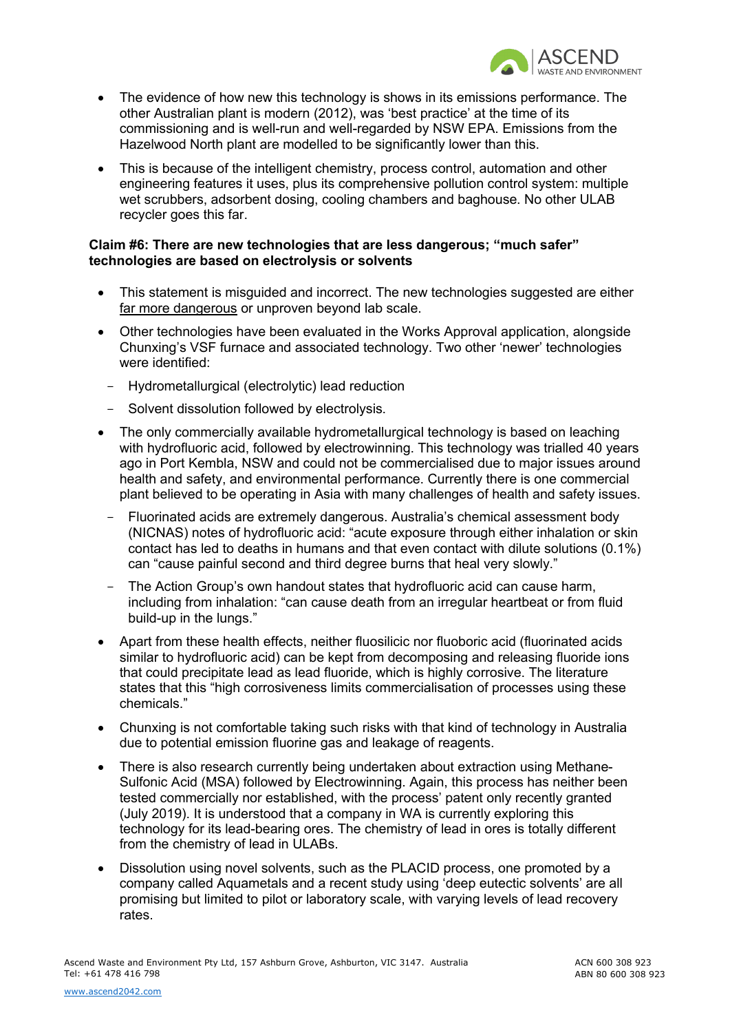- The evidence of how new this technology is shows in its emissions performance. The other Australian plant is modern (2012), was 'best practice' at the time of its commissioning and is well-run and well-regarded by NSW EPA. Emissions from the Hazelwood North plant are modelled to be significantly lower than this.
- This is because of the intelligent chemistry, process control, automation and other engineering features it uses, plus its comprehensive pollution control system: multiple wet scrubbers, adsorbent dosing, cooling chambers and baghouse. No other ULAB recycler goes this far.

**Claim #6: There are new technologies that are less dangerous; "much safer" technologies are based on electrolysis or solvents**

- This statement is misguided and incorrect. The new technologies suggested are either far more dangerous or unproven beyond lab scale.
- Other technologies have been evaluated in the Works Approval application, alongside Chunxing's VSF furnace and associated technology. Two other 'newer' technologies were identified:
  - Hydrometallurgical (electrolytic) lead reduction
  - Solvent dissolution followed by electrolysis.
- The only commercially available hydrometallurgical technology is based on leaching with hydrofluoric acid, followed by electrowinning. This technology was trialled 40 years ago in Port Kembla, NSW and could not be commercialised due to major issues around health and safety, and environmental performance. Currently there is one commercial plant believed to be operating in Asia with many challenges of health and safety issues.
  - Fluorinated acids are extremely dangerous. Australia's chemical assessment body (NICNAS) notes of hydrofluoric acid: "acute exposure through either inhalation or skin contact has led to deaths in humans and that even contact with dilute solutions (0.1%) can "cause painful second and third degree burns that heal very slowly."
  - The Action Group's own handout states that hydrofluoric acid can cause harm, including from inhalation: "can cause death from an irregular heartbeat or from fluid build-up in the lungs."
- Apart from these health effects, neither fluosilicic nor fluoboric acid (fluorinated acids similar to hydrofluoric acid) can be kept from decomposing and releasing fluoride ions that could precipitate lead as lead fluoride, which is highly corrosive. The literature states that this "high corrosiveness limits commercialisation of processes using these chemicals."
- Chunxing is not comfortable taking such risks with that kind of technology in Australia due to potential emission fluorine gas and leakage of reagents.
- There is also research currently being undertaken about extraction using Methane-Sulfonic Acid (MSA) followed by Electrowinning. Again, this process has neither been tested commercially nor established, with the process' patent only recently granted (July 2019). It is understood that a company in WA is currently exploring this technology for its lead-bearing ores. The chemistry of lead in ores is totally different from the chemistry of lead in ULABs.
- Dissolution using novel solvents, such as the PLACID process, one promoted by a company called Aquametals and a recent study using 'deep eutectic solvents' are all promising but limited to pilot or laboratory scale, with varying levels of lead recovery rates.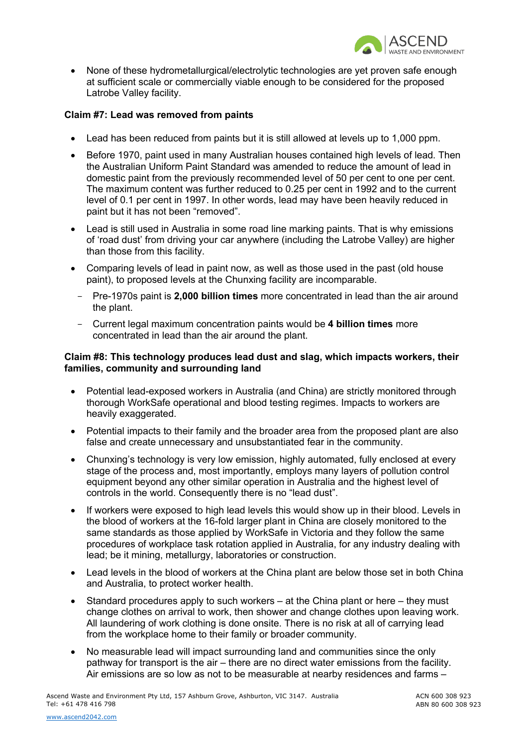- None of these hydrometallurgical/electrolytic technologies are yet proven safe enough at sufficient scale or commercially viable enough to be considered for the proposed Latrobe Valley facility.

**Claim #7: Lead was removed from paints**

- Lead has been reduced from paints but it is still allowed at levels up to 1,000 ppm.
- Before 1970, paint used in many Australian houses contained high levels of lead. Then the Australian Uniform Paint Standard was amended to reduce the amount of lead in domestic paint from the previously recommended level of 50 per cent to one per cent. The maximum content was further reduced to 0.25 per cent in 1992 and to the current level of 0.1 per cent in 1997. In other words, lead may have been heavily reduced in paint but it has not been "removed".
- Lead is still used in Australia in some road line marking paints. That is why emissions of 'road dust' from driving your car anywhere (including the Latrobe Valley) are higher than those from this facility.
- Comparing levels of lead in paint now, as well as those used in the past (old house paint), to proposed levels at the Chunxing facility are incomparable.
  - Pre-1970s paint is **2,000 billion times** more concentrated in lead than the air around the plant.
  - Current legal maximum concentration paints would be **4 billion times** more concentrated in lead than the air around the plant.

**Claim #8: This technology produces lead dust and slag, which impacts workers, their families, community and surrounding land**

- Potential lead-exposed workers in Australia (and China) are strictly monitored through thorough WorkSafe operational and blood testing regimes. Impacts to workers are heavily exaggerated.
- Potential impacts to their family and the broader area from the proposed plant are also false and create unnecessary and unsubstantiated fear in the community.
- Chunxing's technology is very low emission, highly automated, fully enclosed at every stage of the process and, most importantly, employs many layers of pollution control equipment beyond any other similar operation in Australia and the highest level of controls in the world. Consequently there is no "lead dust".
- If workers were exposed to high lead levels this would show up in their blood. Levels in the blood of workers at the 16-fold larger plant in China are closely monitored to the same standards as those applied by WorkSafe in Victoria and they follow the same procedures of workplace task rotation applied in Australia, for any industry dealing with lead; be it mining, metallurgy, laboratories or construction.
- Lead levels in the blood of workers at the China plant are below those set in both China and Australia, to protect worker health.
- Standard procedures apply to such workers – at the China plant or here – they must change clothes on arrival to work, then shower and change clothes upon leaving work. All laundering of work clothing is done onsite. There is no risk at all of carrying lead from the workplace home to their family or broader community.
- No measurable lead will impact surrounding land and communities since the only pathway for transport is the air – there are no direct water emissions from the facility. Air emissions are so low as not to be measurable at nearby residences and farms –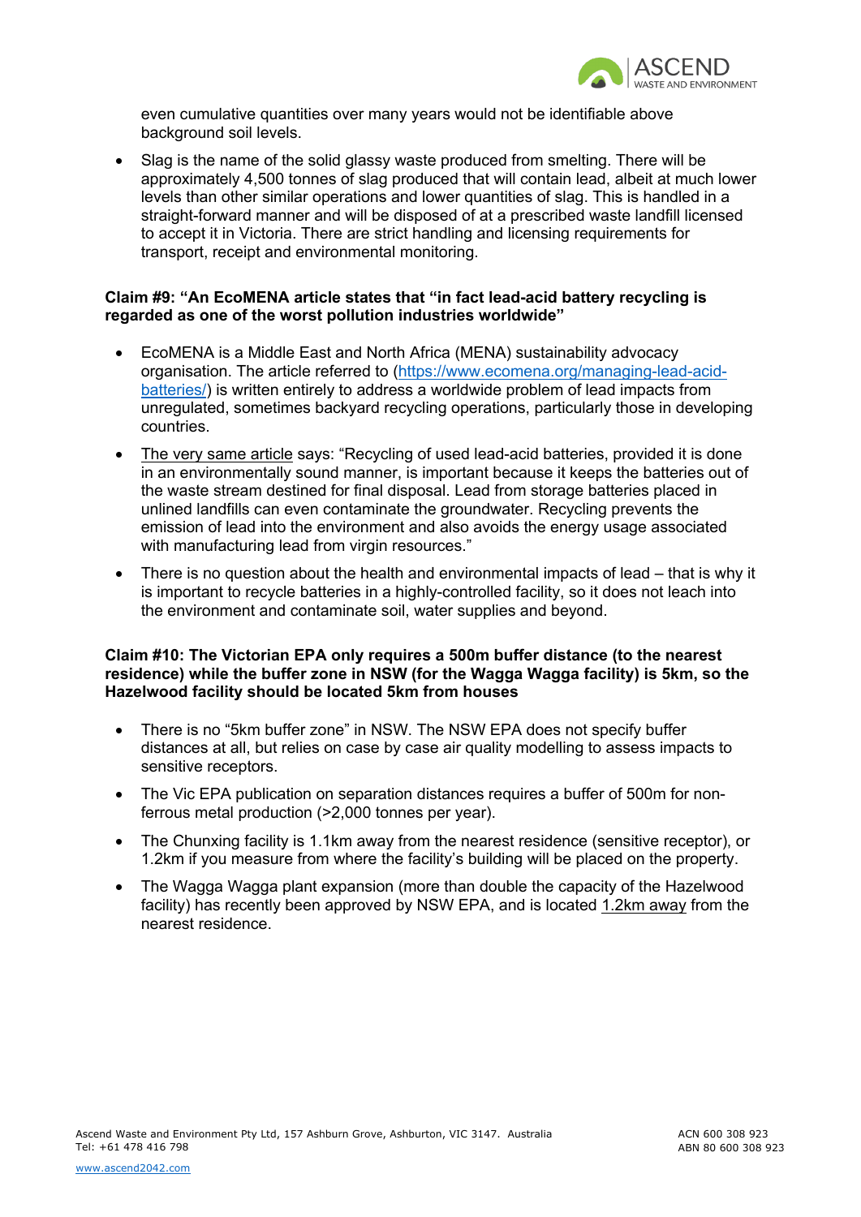even cumulative quantities over many years would not be identifiable above background soil levels.

- Slag is the name of the solid glassy waste produced from smelting. There will be approximately 4,500 tonnes of slag produced that will contain lead, albeit at much lower levels than other similar operations and lower quantities of slag. This is handled in a straight-forward manner and will be disposed of at a prescribed waste landfill licensed to accept it in Victoria. There are strict handling and licensing requirements for transport, receipt and environmental monitoring.

**Claim #9: "An EcoMENA article states that "in fact lead-acid battery recycling is regarded as one of the worst pollution industries worldwide"**

- EcoMENA is a Middle East and North Africa (MENA) sustainability advocacy organisation. The article referred to ([https://www.ecomena.org/managing-lead-acid-batteries/](https://www.ecomena.org/managing-lead-acid-batteries/)) is written entirely to address a worldwide problem of lead impacts from unregulated, sometimes backyard recycling operations, particularly those in developing countries.
- The very same article says: "Recycling of used lead-acid batteries, provided it is done in an environmentally sound manner, is important because it keeps the batteries out of the waste stream destined for final disposal. Lead from storage batteries placed in unlined landfills can even contaminate the groundwater. Recycling prevents the emission of lead into the environment and also avoids the energy usage associated with manufacturing lead from virgin resources."
- There is no question about the health and environmental impacts of lead – that is why it is important to recycle batteries in a highly-controlled facility, so it does not leach into the environment and contaminate soil, water supplies and beyond.

**Claim #10: The Victorian EPA only requires a 500m buffer distance (to the nearest residence) while the buffer zone in NSW (for the Wagga Wagga facility) is 5km, so the Hazelwood facility should be located 5km from houses**

- There is no "5km buffer zone" in NSW. The NSW EPA does not specify buffer distances at all, but relies on case by case air quality modelling to assess impacts to sensitive receptors.
- The Vic EPA publication on separation distances requires a buffer of 500m for non-ferrous metal production (>2,000 tonnes per year).
- The Chunxing facility is 1.1km away from the nearest residence (sensitive receptor), or 1.2km if you measure from where the facility's building will be placed on the property.
- The Wagga Wagga plant expansion (more than double the capacity of the Hazelwood facility) has recently been approved by NSW EPA, and is located 1.2km away from the nearest residence.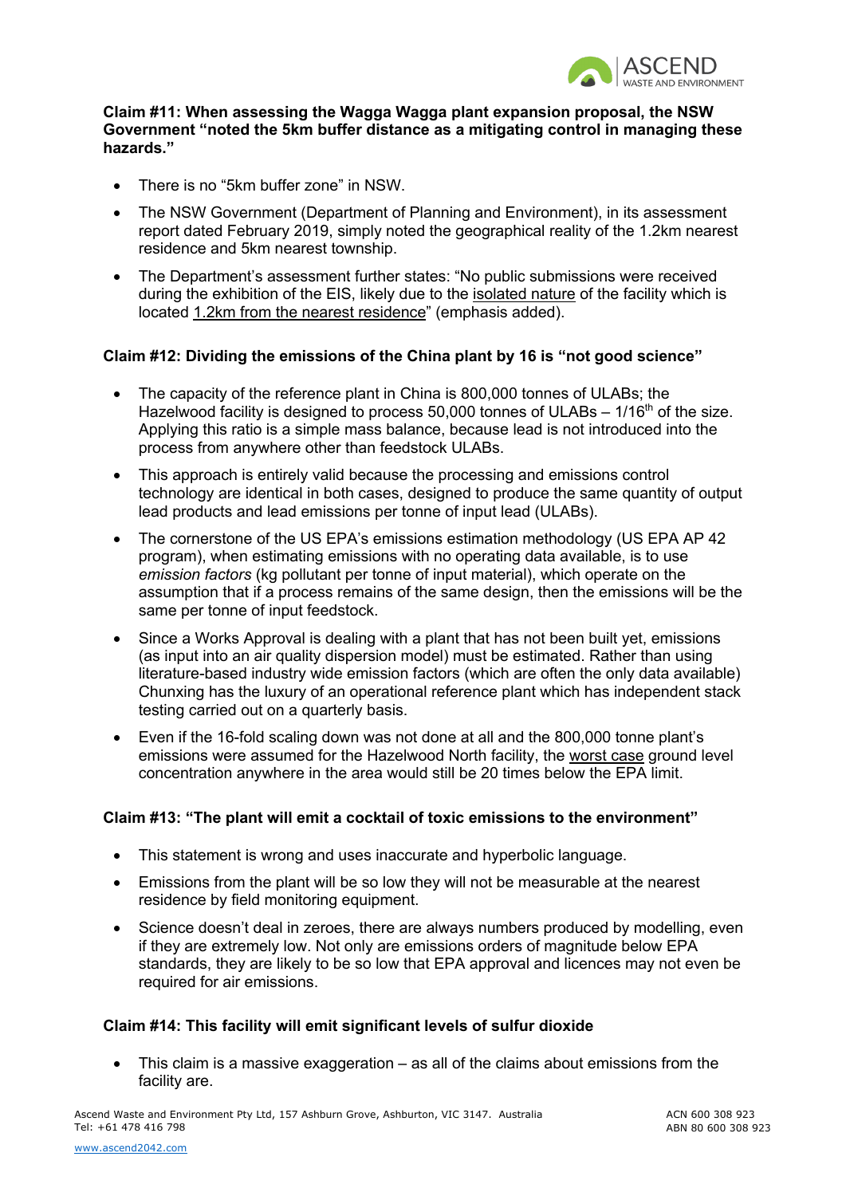**Claim #11: When assessing the Wagga Wagga plant expansion proposal, the NSW Government "noted the 5km buffer distance as a mitigating control in managing these hazards."**

- There is no "5km buffer zone" in NSW.
- The NSW Government (Department of Planning and Environment), in its assessment report dated February 2019, simply noted the geographical reality of the 1.2km nearest residence and 5km nearest township.
- The Department's assessment further states: "No public submissions were received during the exhibition of the EIS, likely due to the isolated nature of the facility which is located 1.2km from the nearest residence" (emphasis added).

**Claim #12: Dividing the emissions of the China plant by 16 is "not good science"**

- The capacity of the reference plant in China is 800,000 tonnes of ULABs; the Hazelwood facility is designed to process 50,000 tonnes of ULABs – 1/16$^{th}$ of the size. Applying this ratio is a simple mass balance, because lead is not introduced into the process from anywhere other than feedstock ULABs.
- This approach is entirely valid because the processing and emissions control technology are identical in both cases, designed to produce the same quantity of output lead products and lead emissions per tonne of input lead (ULABs).
- The cornerstone of the US EPA's emissions estimation methodology (US EPA AP 42 program), when estimating emissions with no operating data available, is to use *emission factors* (kg pollutant per tonne of input material), which operate on the assumption that if a process remains of the same design, then the emissions will be the same per tonne of input feedstock.
- Since a Works Approval is dealing with a plant that has not been built yet, emissions (as input into an air quality dispersion model) must be estimated. Rather than using literature-based industry wide emission factors (which are often the only data available) Chunxing has the luxury of an operational reference plant which has independent stack testing carried out on a quarterly basis.
- Even if the 16-fold scaling down was not done at all and the 800,000 tonne plant's emissions were assumed for the Hazelwood North facility, the worst case ground level concentration anywhere in the area would still be 20 times below the EPA limit.

**Claim #13: "The plant will emit a cocktail of toxic emissions to the environment"**

- This statement is wrong and uses inaccurate and hyperbolic language.
- Emissions from the plant will be so low they will not be measurable at the nearest residence by field monitoring equipment.
- Science doesn't deal in zeroes, there are always numbers produced by modelling, even if they are extremely low. Not only are emissions orders of magnitude below EPA standards, they are likely to be so low that EPA approval and licences may not even be required for air emissions.

**Claim #14: This facility will emit significant levels of sulfur dioxide**

- This claim is a massive exaggeration – as all of the claims about emissions from the facility are.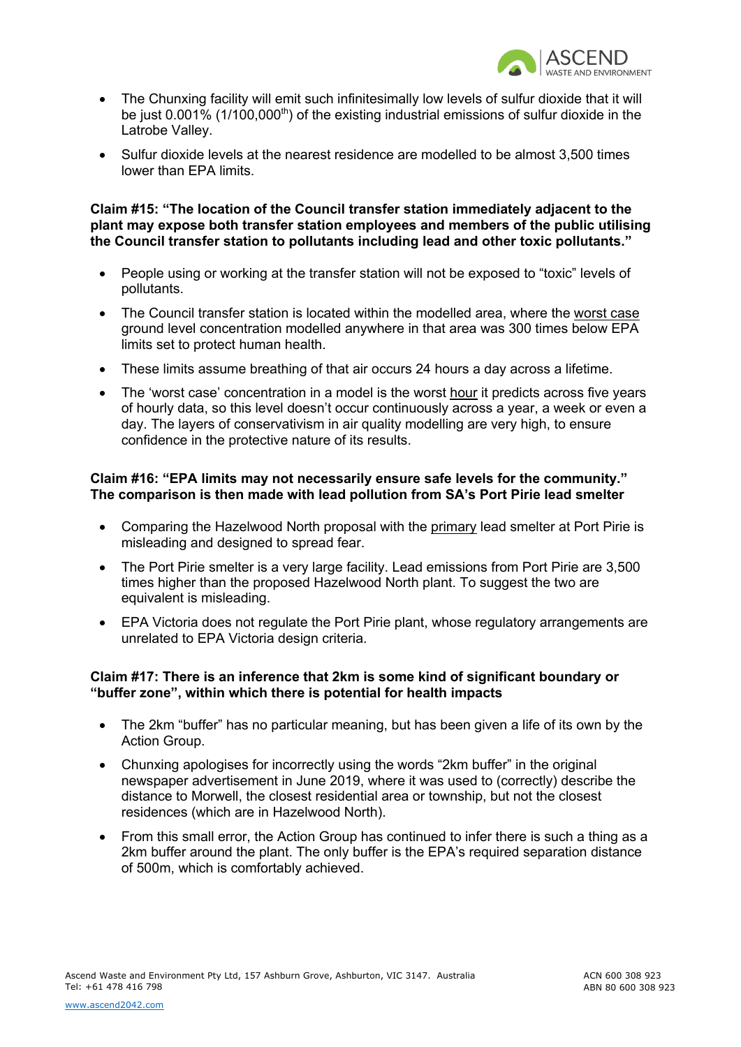- The Chunxing facility will emit such infinitesimally low levels of sulfur dioxide that it will be just 0.001% (1/100,000$^{th}$) of the existing industrial emissions of sulfur dioxide in the Latrobe Valley.
- Sulfur dioxide levels at the nearest residence are modelled to be almost 3,500 times lower than EPA limits.

**Claim #15: "The location of the Council transfer station immediately adjacent to the plant may expose both transfer station employees and members of the public utilising the Council transfer station to pollutants including lead and other toxic pollutants."**

- People using or working at the transfer station will not be exposed to "toxic" levels of pollutants.
- The Council transfer station is located within the modelled area, where the worst case ground level concentration modelled anywhere in that area was 300 times below EPA limits set to protect human health.
- These limits assume breathing of that air occurs 24 hours a day across a lifetime.
- The 'worst case' concentration in a model is the worst hour it predicts across five years of hourly data, so this level doesn't occur continuously across a year, a week or even a day. The layers of conservatism in air quality modelling are very high, to ensure confidence in the protective nature of its results.

**Claim #16: "EPA limits may not necessarily ensure safe levels for the community." The comparison is then made with lead pollution from SA's Port Pirie lead smelter**

- Comparing the Hazelwood North proposal with the primary lead smelter at Port Pirie is misleading and designed to spread fear.
- The Port Pirie smelter is a very large facility. Lead emissions from Port Pirie are 3,500 times higher than the proposed Hazelwood North plant. To suggest the two are equivalent is misleading.
- EPA Victoria does not regulate the Port Pirie plant, whose regulatory arrangements are unrelated to EPA Victoria design criteria.

**Claim #17: There is an inference that 2km is some kind of significant boundary or "buffer zone", within which there is potential for health impacts**

- The 2km "buffer" has no particular meaning, but has been given a life of its own by the Action Group.
- Chunxing apologises for incorrectly using the words "2km buffer" in the original newspaper advertisement in June 2019, where it was used to (correctly) describe the distance to Morwell, the closest residential area or township, but not the closest residences (which are in Hazelwood North).
- From this small error, the Action Group has continued to infer there is such a thing as a 2km buffer around the plant. The only buffer is the EPA's required separation distance of 500m, which is comfortably achieved.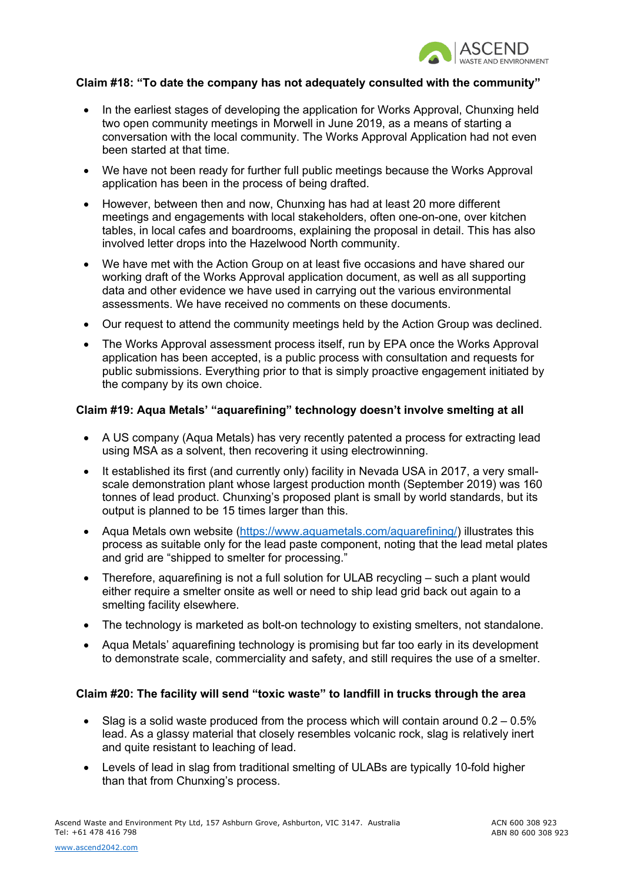**Claim #18: “To date the company has not adequately consulted with the community”**

- In the earliest stages of developing the application for Works Approval, Chunxing held two open community meetings in Morwell in June 2019, as a means of starting a conversation with the local community. The Works Approval Application had not even been started at that time.
- We have not been ready for further full public meetings because the Works Approval application has been in the process of being drafted.
- However, between then and now, Chunxing has had at least 20 more different meetings and engagements with local stakeholders, often one-on-one, over kitchen tables, in local cafes and boardrooms, explaining the proposal in detail. This has also involved letter drops into the Hazelwood North community.
- We have met with the Action Group on at least five occasions and have shared our working draft of the Works Approval application document, as well as all supporting data and other evidence we have used in carrying out the various environmental assessments. We have received no comments on these documents.
- Our request to attend the community meetings held by the Action Group was declined.
- The Works Approval assessment process itself, run by EPA once the Works Approval application has been accepted, is a public process with consultation and requests for public submissions. Everything prior to that is simply proactive engagement initiated by the company by its own choice.

**Claim #19: Aqua Metals’ “aquarefining” technology doesn’t involve smelting at all**

- A US company (Aqua Metals) has very recently patented a process for extracting lead using MSA as a solvent, then recovering it using electrowinning.
- It established its first (and currently only) facility in Nevada USA in 2017, a very small-scale demonstration plant whose largest production month (September 2019) was 160 tonnes of lead product. Chunxing’s proposed plant is small by world standards, but its output is planned to be 15 times larger than this.
- Aqua Metals own website (https://www.aquametals.com/aquarefining/) illustrates this process as suitable only for the lead paste component, noting that the lead metal plates and grid are “shipped to smelter for processing.”
- Therefore, aquarefining is not a full solution for ULAB recycling – such a plant would either require a smelter onsite as well or need to ship lead grid back out again to a smelting facility elsewhere.
- The technology is marketed as bolt-on technology to existing smelters, not standalone.
- Aqua Metals’ aquarefining technology is promising but far too early in its development to demonstrate scale, commerciality and safety, and still requires the use of a smelter.

**Claim #20: The facility will send “toxic waste” to landfill in trucks through the area**

- Slag is a solid waste produced from the process which will contain around 0.2 – 0.5% lead. As a glassy material that closely resembles volcanic rock, slag is relatively inert and quite resistant to leaching of lead.
- Levels of lead in slag from traditional smelting of ULABs are typically 10-fold higher than that from Chunxing’s process.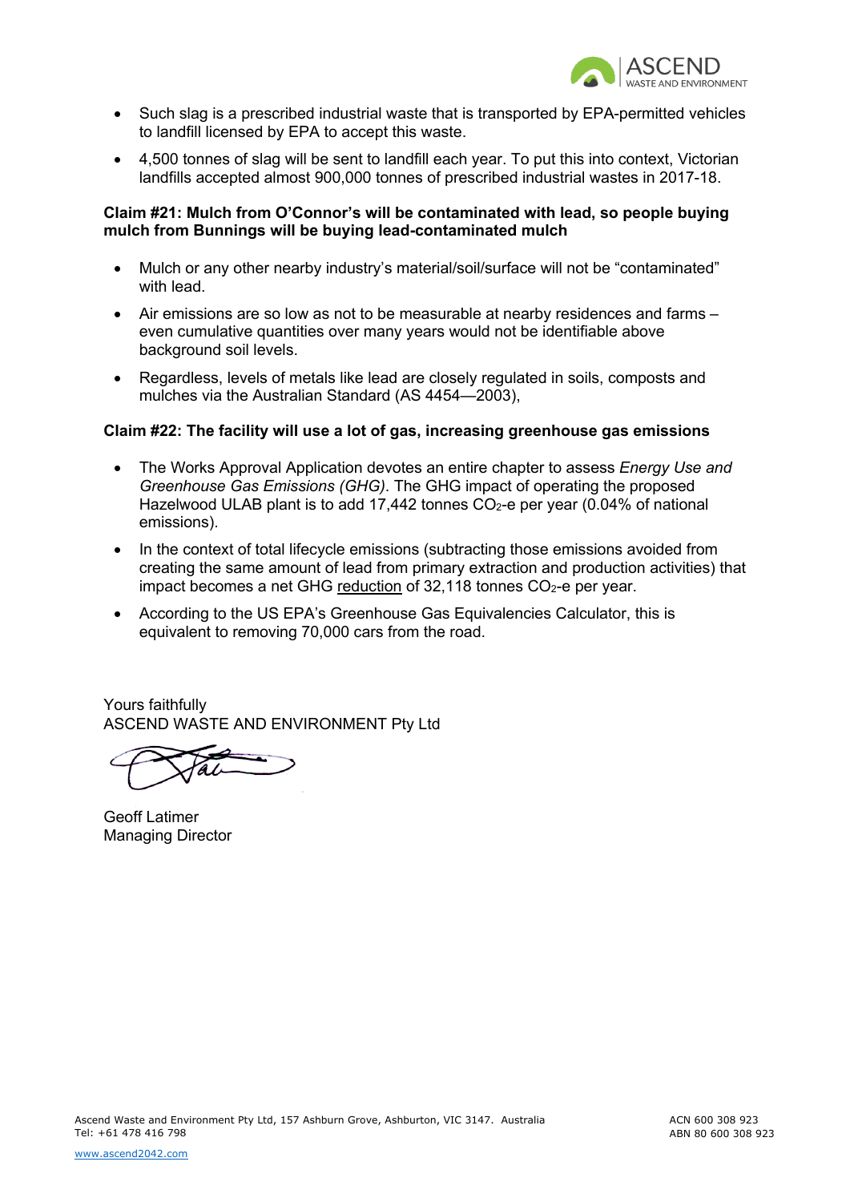- Such slag is a prescribed industrial waste that is transported by EPA-permitted vehicles to landfill licensed by EPA to accept this waste.
- 4,500 tonnes of slag will be sent to landfill each year. To put this into context, Victorian landfills accepted almost 900,000 tonnes of prescribed industrial wastes in 2017-18.

**Claim #21: Mulch from O'Connor's will be contaminated with lead, so people buying mulch from Bunnings will be buying lead-contaminated mulch**

- Mulch or any other nearby industry's material/soil/surface will not be "contaminated" with lead.
- Air emissions are so low as not to be measurable at nearby residences and farms – even cumulative quantities over many years would not be identifiable above background soil levels.
- Regardless, levels of metals like lead are closely regulated in soils, composts and mulches via the Australian Standard (AS 4454—2003),

**Claim #22: The facility will use a lot of gas, increasing greenhouse gas emissions**

- The Works Approval Application devotes an entire chapter to assess *Energy Use and Greenhouse Gas Emissions (GHG)*. The GHG impact of operating the proposed Hazelwood ULAB plant is to add 17,442 tonnes $CO_2$-e per year (0.04% of national emissions).
- In the context of total lifecycle emissions (subtracting those emissions avoided from creating the same amount of lead from primary extraction and production activities) that impact becomes a net GHG reduction of 32,118 tonnes $CO_2$-e per year.
- According to the US EPA's Greenhouse Gas Equivalencies Calculator, this is equivalent to removing 70,000 cars from the road.

Yours faithfully
ASCEND WASTE AND ENVIRONMENT Pty Ltd

Geoff Latimer
Managing Director